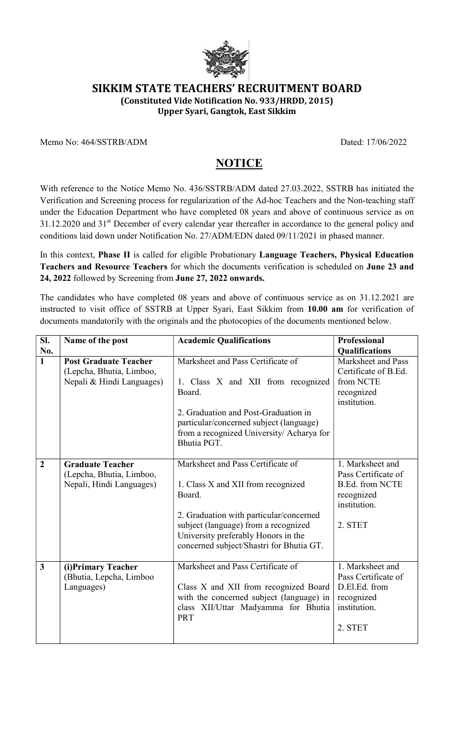# SIKKIM STATE TEACHERS' RECRUITMENT BOARD

**(Constituted Vide Notification No. 933/HRDD, 2015)**

**Upper Syari, Gangtok, East Sikkim**

Memo No: 464/SSTRB/ADM Dated: 17/06/2022

## NOTICE

With reference to the Notice Memo No. 436/SSTRB/ADM dated 27.03.2022, SSTRB has initiated the Verification and Screening process for regularization of the Ad-hoc Teachers and the Non-teaching staff under the Education Department who have completed 08 years and above of continuous service as on 31.12.2020 and 31st December of every calendar year thereafter in accordance to the general policy and conditions laid down under Notification No. 27/ADM/EDN dated 09/11/2021 in phased manner.

In this context, **Phase II** is called for eligible Probationary **Language Teachers, Physical Education Teachers and Resource Teachers** for which the documents verification is scheduled on **June 23 and 24, 2022** followed by Screening from **June 27, 2022 onwards.**

The candidates who have completed 08 years and above of continuous service as on 31.12.2021 are instructed to visit office of SSTRB at Upper Syari, East Sikkim from **10.00 am** for verification of documents mandatorily with the originals and the photocopies of the documents mentioned below.

| Sl. No. | Name of the post | Academic Qualifications | Professional Qualifications |
|---|---|---|---|
| **1** | **Post Graduate Teacher** (Lepcha, Bhutia, Limboo, Nepali & Hindi Languages) | Marksheet and Pass Certificate of<br>1. Class X and XII from recognized Board.<br>2. Graduation and Post-Graduation in particular/concerned subject (language) from a recognized University/ Acharya for Bhutia PGT. | Marksheet and Pass Certificate of B.Ed. from NCTE recognized institution. |
| **2** | **Graduate Teacher** (Lepcha, Bhutia, Limboo, Nepali, Hindi Languages) | Marksheet and Pass Certificate of<br>1. Class X and XII from recognized Board.<br>2. Graduation with particular/concerned subject (language) from a recognized University preferably Honors in the concerned subject/Shastri for Bhutia GT. | 1. Marksheet and Pass Certificate of B.Ed. from NCTE recognized institution.<br>2. STET |
| **3** | **(i)Primary Teacher** (Bhutia, Lepcha, Limboo Languages) | Marksheet and Pass Certificate of<br>Class X and XII from recognized Board with the concerned subject (language) in class XII/Uttar Madyamma for Bhutia PRT | 1. Marksheet and Pass Certificate of D.El.Ed. from recognized institution.<br>2. STET |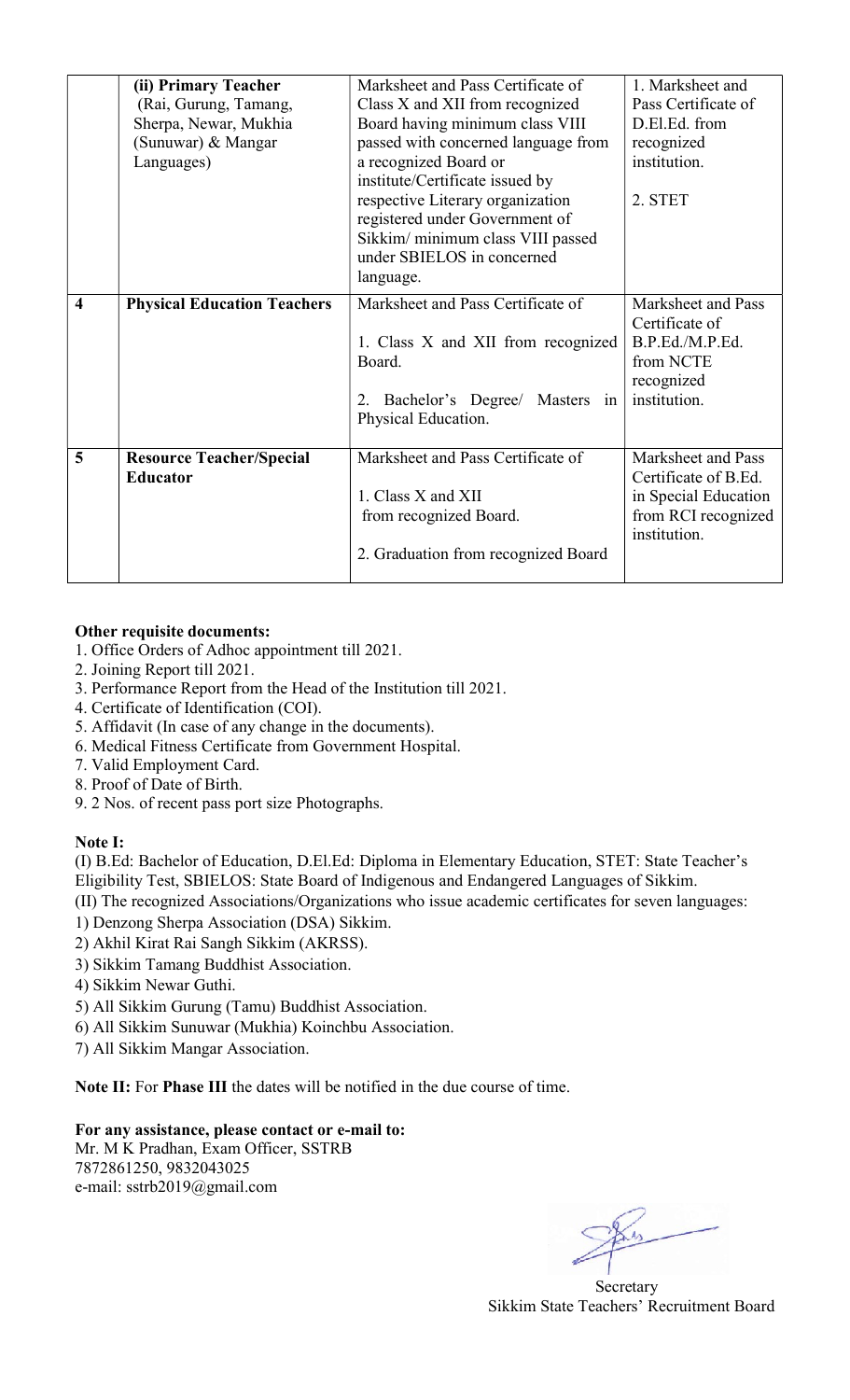| | | | |
|---|---|---|---|
| | **(ii) Primary Teacher** (Rai, Gurung, Tamang, Sherpa, Newar, Mukhia (Sunuwar) & Mangar Languages) | Marksheet and Pass Certificate of Class X and XII from recognized Board having minimum class VIII passed with concerned language from a recognized Board or institute/Certificate issued by respective Literary organization registered under Government of Sikkim/ minimum class VIII passed under SBIELOS in concerned language. | 1. Marksheet and Pass Certificate of D.El.Ed. from recognized institution.<br><br>2. STET |
| **4** | **Physical Education Teachers** | Marksheet and Pass Certificate of<br><br>1. Class X and XII from recognized Board.<br><br>2. Bachelor's Degree/ Masters in Physical Education. | Marksheet and Pass Certificate of B.P.Ed./M.P.Ed. from NCTE recognized institution. |
| **5** | **Resource Teacher/Special Educator** | Marksheet and Pass Certificate of<br><br>1. Class X and XII from recognized Board.<br><br>2. Graduation from recognized Board | Marksheet and Pass Certificate of B.Ed. in Special Education from RCI recognized institution. |

**Other requisite documents:**

1. Office Orders of Adhoc appointment till 2021.
2. Joining Report till 2021.
3. Performance Report from the Head of the Institution till 2021.
4. Certificate of Identification (COI).
5. Affidavit (In case of any change in the documents).
6. Medical Fitness Certificate from Government Hospital.
7. Valid Employment Card.
8. Proof of Date of Birth.
9. 2 Nos. of recent pass port size Photographs.

**Note I:**

(I) B.Ed: Bachelor of Education, D.El.Ed: Diploma in Elementary Education, STET: State Teacher's Eligibility Test, SBIELOS: State Board of Indigenous and Endangered Languages of Sikkim.

(II) The recognized Associations/Organizations who issue academic certificates for seven languages:

1) Denzong Sherpa Association (DSA) Sikkim.
2) Akhil Kirat Rai Sangh Sikkim (AKRSS).
3) Sikkim Tamang Buddhist Association.
4) Sikkim Newar Guthi.
5) All Sikkim Gurung (Tamu) Buddhist Association.
6) All Sikkim Sunuwar (Mukhia) Koinchbu Association.
7) All Sikkim Mangar Association.

**Note II:** For **Phase III** the dates will be notified in the due course of time.

**For any assistance, please contact or e-mail to:**

Mr. M K Pradhan, Exam Officer, SSTRB
7872861250, 9832043025
e-mail: sstrb2019@gmail.com

Secretary
Sikkim State Teachers' Recruitment Board